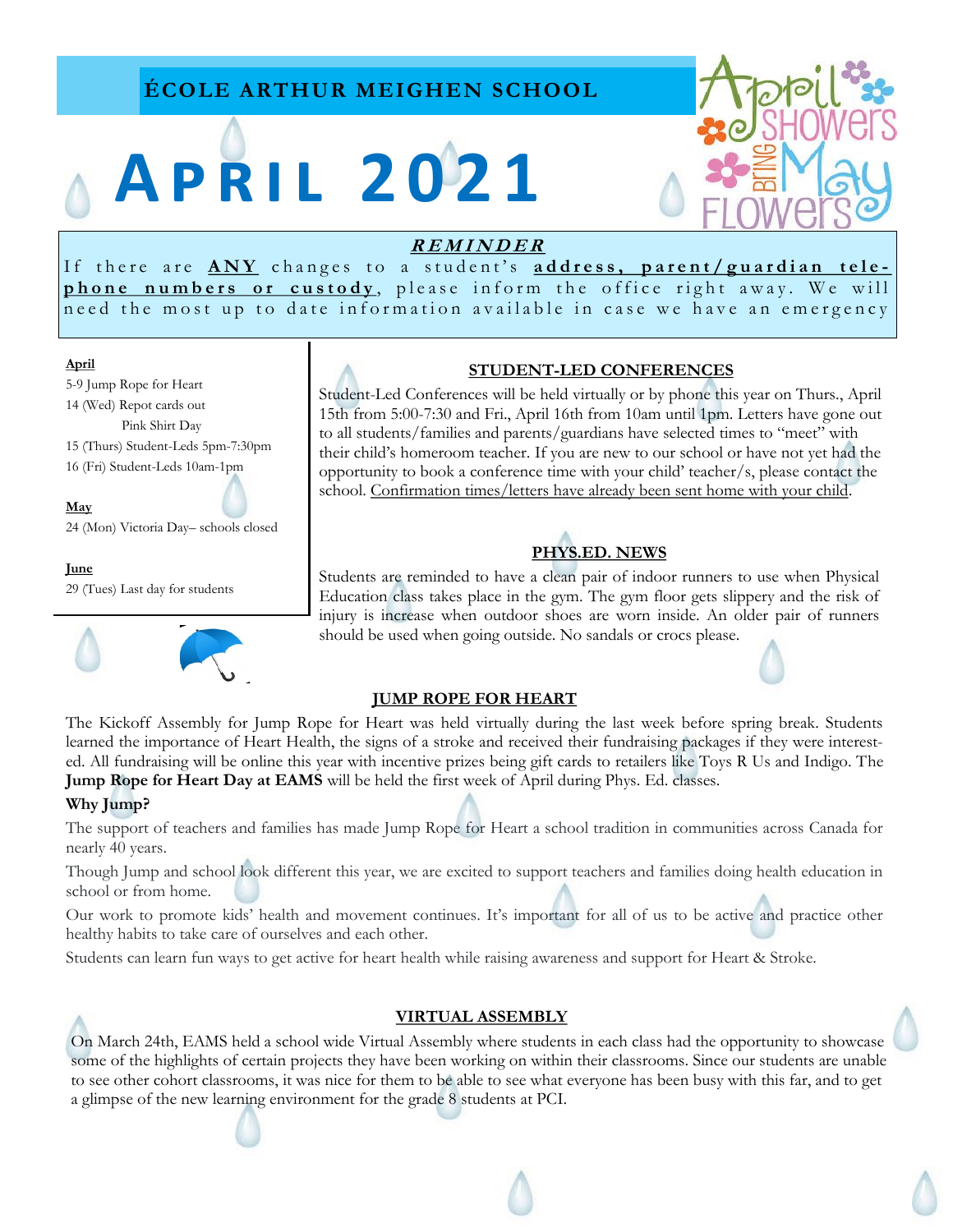# ÉCOLE ARTHUR MEIGHEN SCHOOL

# APRIL 2021

April Showers Bring May Flowers

***REMINDER***

If there are **ANY** changes to a student's **address, parent/guardian telephone numbers or custody**, please inform the office right away. We will need the most up to date information available in case we have an emergency

**April**

5-9 Jump Rope for Heart

14 (Wed) Repot cards out
Pink Shirt Day

15 (Thurs) Student-Leds 5pm-7:30pm

16 (Fri) Student-Leds 10am-1pm

**May**

24 (Mon) Victoria Day– schools closed

**June**

29 (Tues) Last day for students

## STUDENT-LED CONFERENCES

Student-Led Conferences will be held virtually or by phone this year on Thurs., April 15th from 5:00-7:30 and Fri., April 16th from 10am until 1pm. Letters have gone out to all students/families and parents/guardians have selected times to "meet" with their child's homeroom teacher. If you are new to our school or have not yet had the opportunity to book a conference time with your child' teacher/s, please contact the school. Confirmation times/letters have already been sent home with your child.

## PHYS.ED. NEWS

Students are reminded to have a clean pair of indoor runners to use when Physical Education class takes place in the gym. The gym floor gets slippery and the risk of injury is increase when outdoor shoes are worn inside. An older pair of runners should be used when going outside. No sandals or crocs please.

## JUMP ROPE FOR HEART

The Kickoff Assembly for Jump Rope for Heart was held virtually during the last week before spring break. Students learned the importance of Heart Health, the signs of a stroke and received their fundraising packages if they were interested. All fundraising will be online this year with incentive prizes being gift cards to retailers like Toys R Us and Indigo. The **Jump Rope for Heart Day at EAMS** will be held the first week of April during Phys. Ed. classes.

### Why Jump?

The support of teachers and families has made Jump Rope for Heart a school tradition in communities across Canada for nearly 40 years.

Though Jump and school look different this year, we are excited to support teachers and families doing health education in school or from home.

Our work to promote kids' health and movement continues. It's important for all of us to be active and practice other healthy habits to take care of ourselves and each other.

Students can learn fun ways to get active for heart health while raising awareness and support for Heart & Stroke.

## VIRTUAL ASSEMBLY

On March 24th, EAMS held a school wide Virtual Assembly where students in each class had the opportunity to showcase some of the highlights of certain projects they have been working on within their classrooms. Since our students are unable to see other cohort classrooms, it was nice for them to be able to see what everyone has been busy with this far, and to get a glimpse of the new learning environment for the grade 8 students at PCI.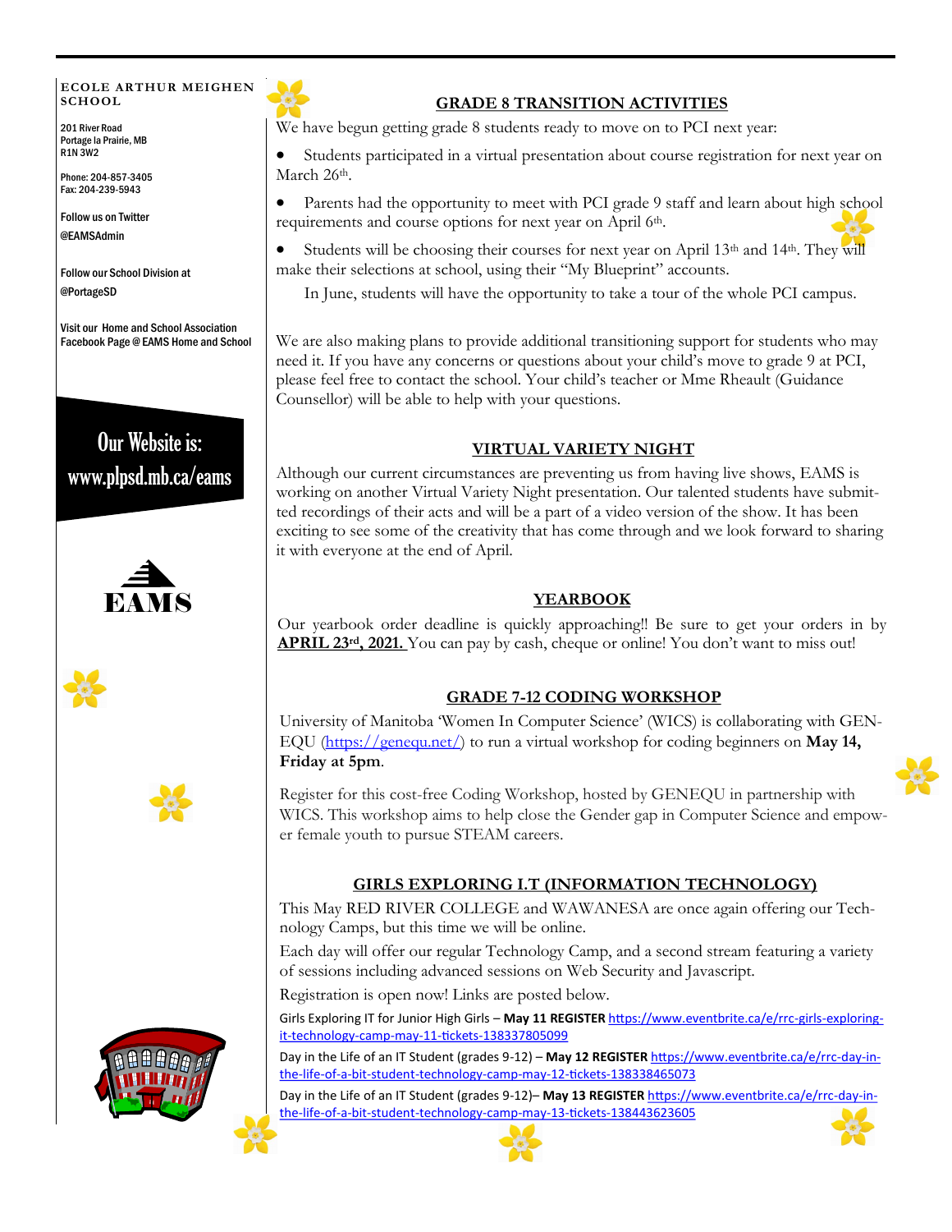**ECOLE ARTHUR MEIGHEN SCHOOL**

201 River Road
Portage la Prairie, MB
R1N 3W2

Phone: 204-857-3405
Fax: 204-239-5943

Follow us on Twitter
@EAMSAdmin

Follow our School Division at
@PortageSD

Visit our Home and School Association Facebook Page @ EAMS Home and School

Our Website is:
www.plpsd.mb.ca/eams

EAMS

## GRADE 8 TRANSITION ACTIVITIES

We have begun getting grade 8 students ready to move on to PCI next year:

- Students participated in a virtual presentation about course registration for next year on March 26th.
- Parents had the opportunity to meet with PCI grade 9 staff and learn about high school requirements and course options for next year on April 6th.
- Students will be choosing their courses for next year on April 13th and 14th. They will make their selections at school, using their "My Blueprint" accounts.

In June, students will have the opportunity to take a tour of the whole PCI campus.

We are also making plans to provide additional transitioning support for students who may need it. If you have any concerns or questions about your child's move to grade 9 at PCI, please feel free to contact the school. Your child's teacher or Mme Rheault (Guidance Counsellor) will be able to help with your questions.

## VIRTUAL VARIETY NIGHT

Although our current circumstances are preventing us from having live shows, EAMS is working on another Virtual Variety Night presentation. Our talented students have submitted recordings of their acts and will be a part of a video version of the show. It has been exciting to see some of the creativity that has come through and we look forward to sharing it with everyone at the end of April.

## YEARBOOK

Our yearbook order deadline is quickly approaching!! Be sure to get your orders in by **APRIL 23rd, 2021.** You can pay by cash, cheque or online! You don't want to miss out!

## GRADE 7-12 CODING WORKSHOP

University of Manitoba 'Women In Computer Science' (WICS) is collaborating with GENEQU (https://genequ.net/) to run a virtual workshop for coding beginners on **May 14, Friday at 5pm**.

Register for this cost-free Coding Workshop, hosted by GENEQU in partnership with WICS. This workshop aims to help close the Gender gap in Computer Science and empower female youth to pursue STEAM careers.

## GIRLS EXPLORING I.T (INFORMATION TECHNOLOGY)

This May RED RIVER COLLEGE and WAWANESA are once again offering our Technology Camps, but this time we will be online.

Each day will offer our regular Technology Camp, and a second stream featuring a variety of sessions including advanced sessions on Web Security and Javascript.

Registration is open now! Links are posted below.

Girls Exploring IT for Junior High Girls – **May 11 REGISTER** https://www.eventbrite.ca/e/rrc-girls-exploring-it-technology-camp-may-11-tickets-138337805099

Day in the Life of an IT Student (grades 9-12) – **May 12 REGISTER** https://www.eventbrite.ca/e/rrc-day-in-the-life-of-a-bit-student-technology-camp-may-12-tickets-138338465073

Day in the Life of an IT Student (grades 9-12)– **May 13 REGISTER** https://www.eventbrite.ca/e/rrc-day-in-the-life-of-a-bit-student-technology-camp-may-13-tickets-138443623605